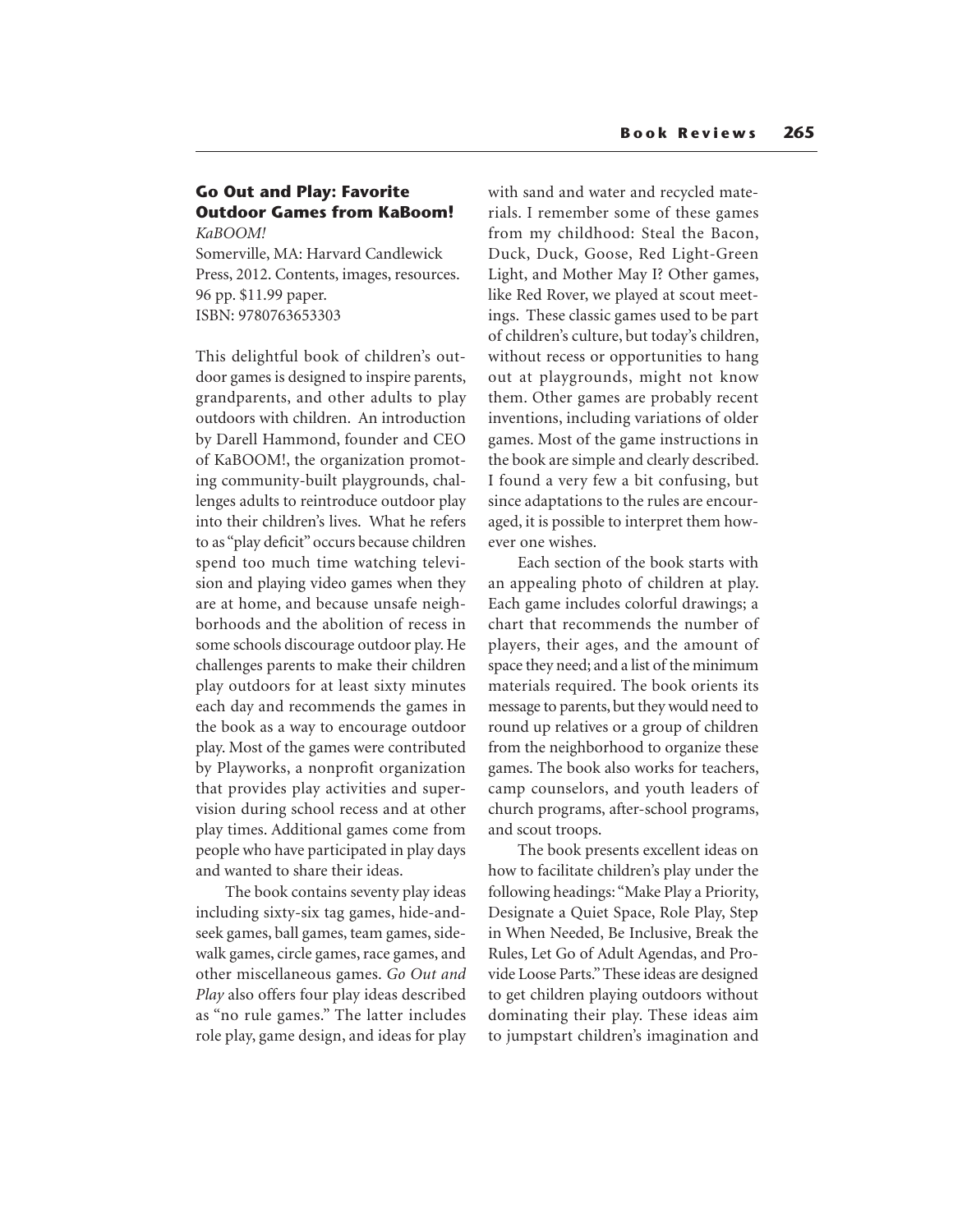## Go Out and Play: Favorite Outdoor Games from KaBoom!

*KaBOOM!*

Somerville, MA: Harvard Candlewick Press, 2012. Contents, images, resources. 96 pp. $11.99 paper.
ISBN: 9780763653303

This delightful book of children's outdoor games is designed to inspire parents, grandparents, and other adults to play outdoors with children. An introduction by Darell Hammond, founder and CEO of KaBOOM!, the organization promoting community-built playgrounds, challenges adults to reintroduce outdoor play into their children's lives. What he refers to as "play deficit" occurs because children spend too much time watching television and playing video games when they are at home, and because unsafe neighborhoods and the abolition of recess in some schools discourage outdoor play. He challenges parents to make their children play outdoors for at least sixty minutes each day and recommends the games in the book as a way to encourage outdoor play. Most of the games were contributed by Playworks, a nonprofit organization that provides play activities and supervision during school recess and at other play times. Additional games come from people who have participated in play days and wanted to share their ideas.

The book contains seventy play ideas including sixty-six tag games, hide-and-seek games, ball games, team games, sidewalk games, circle games, race games, and other miscellaneous games. *Go Out and Play* also offers four play ideas described as "no rule games." The latter includes role play, game design, and ideas for play with sand and water and recycled materials. I remember some of these games from my childhood: Steal the Bacon, Duck, Duck, Goose, Red Light-Green Light, and Mother May I? Other games, like Red Rover, we played at scout meetings. These classic games used to be part of children's culture, but today's children, without recess or opportunities to hang out at playgrounds, might not know them. Other games are probably recent inventions, including variations of older games. Most of the game instructions in the book are simple and clearly described. I found a very few a bit confusing, but since adaptations to the rules are encouraged, it is possible to interpret them however one wishes.

Each section of the book starts with an appealing photo of children at play. Each game includes colorful drawings; a chart that recommends the number of players, their ages, and the amount of space they need; and a list of the minimum materials required. The book orients its message to parents, but they would need to round up relatives or a group of children from the neighborhood to organize these games. The book also works for teachers, camp counselors, and youth leaders of church programs, after-school programs, and scout troops.

The book presents excellent ideas on how to facilitate children's play under the following headings: "Make Play a Priority, Designate a Quiet Space, Role Play, Step in When Needed, Be Inclusive, Break the Rules, Let Go of Adult Agendas, and Provide Loose Parts." These ideas are designed to get children playing outdoors without dominating their play. These ideas aim to jumpstart children's imagination and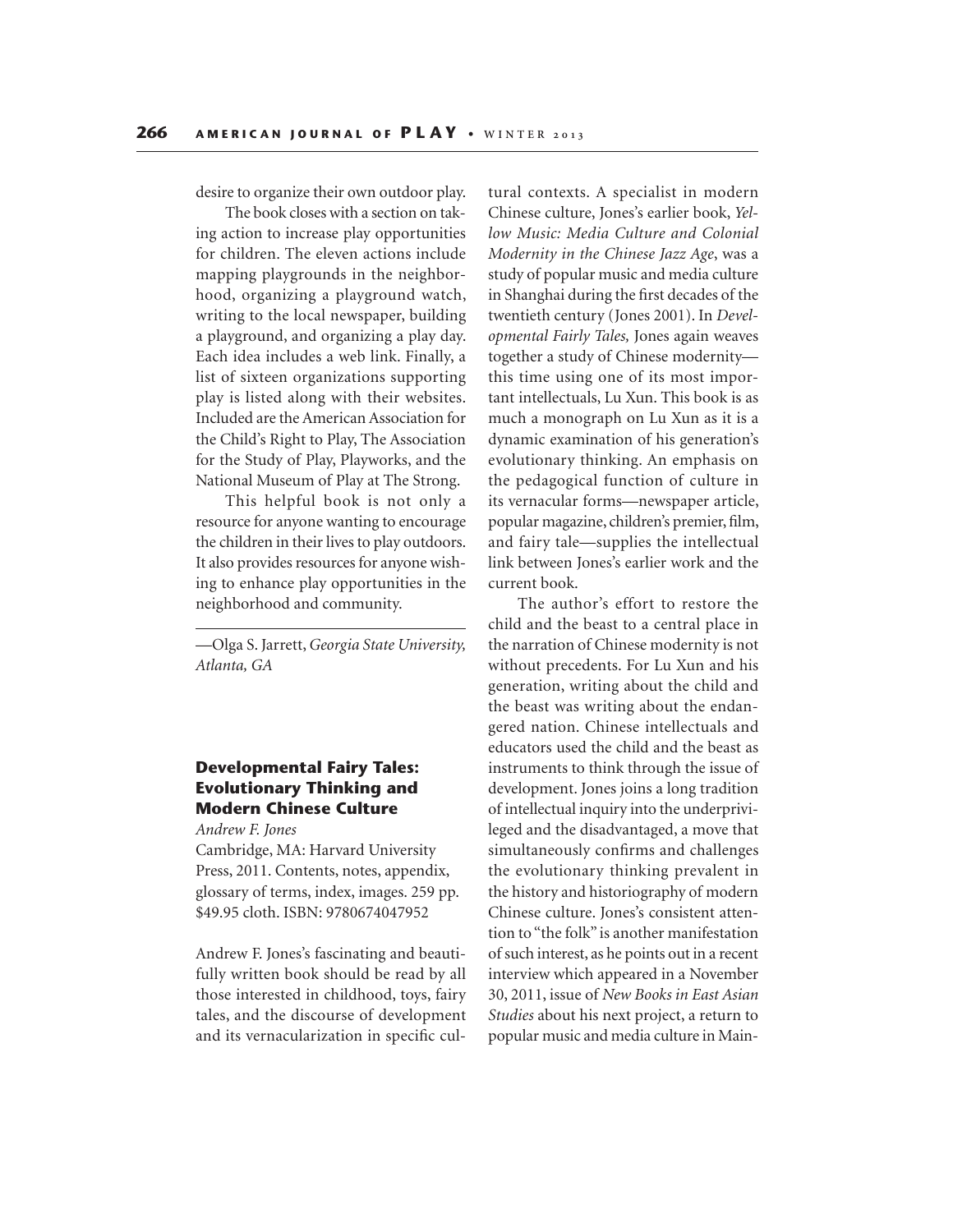desire to organize their own outdoor play.

The book closes with a section on taking action to increase play opportunities for children. The eleven actions include mapping playgrounds in the neighborhood, organizing a playground watch, writing to the local newspaper, building a playground, and organizing a play day. Each idea includes a web link. Finally, a list of sixteen organizations supporting play is listed along with their websites. Included are the American Association for the Child's Right to Play, The Association for the Study of Play, Playworks, and the National Museum of Play at The Strong.

This helpful book is not only a resource for anyone wanting to encourage the children in their lives to play outdoors. It also provides resources for anyone wishing to enhance play opportunities in the neighborhood and community.

—Olga S. Jarrett, *Georgia State University, Atlanta, GA*

### Developmental Fairy Tales: Evolutionary Thinking and Modern Chinese Culture

*Andrew F. Jones*

Cambridge, MA: Harvard University Press, 2011. Contents, notes, appendix, glossary of terms, index, images. 259 pp. $49.95 cloth. ISBN: 9780674047952

Andrew F. Jones's fascinating and beautifully written book should be read by all those interested in childhood, toys, fairy tales, and the discourse of development and its vernacularization in specific cultural contexts. A specialist in modern Chinese culture, Jones's earlier book, *Yellow Music: Media Culture and Colonial Modernity in the Chinese Jazz Age*, was a study of popular music and media culture in Shanghai during the first decades of the twentieth century (Jones 2001). In *Developmental Fairly Tales,* Jones again weaves together a study of Chinese modernity—this time using one of its most important intellectuals, Lu Xun. This book is as much a monograph on Lu Xun as it is a dynamic examination of his generation's evolutionary thinking. An emphasis on the pedagogical function of culture in its vernacular forms—newspaper article, popular magazine, children's premier, film, and fairy tale—supplies the intellectual link between Jones's earlier work and the current book.

The author's effort to restore the child and the beast to a central place in the narration of Chinese modernity is not without precedents. For Lu Xun and his generation, writing about the child and the beast was writing about the endangered nation. Chinese intellectuals and educators used the child and the beast as instruments to think through the issue of development. Jones joins a long tradition of intellectual inquiry into the underprivileged and the disadvantaged, a move that simultaneously confirms and challenges the evolutionary thinking prevalent in the history and historiography of modern Chinese culture. Jones's consistent attention to "the folk" is another manifestation of such interest, as he points out in a recent interview which appeared in a November 30, 2011, issue of *New Books in East Asian Studies* about his next project, a return to popular music and media culture in Main-